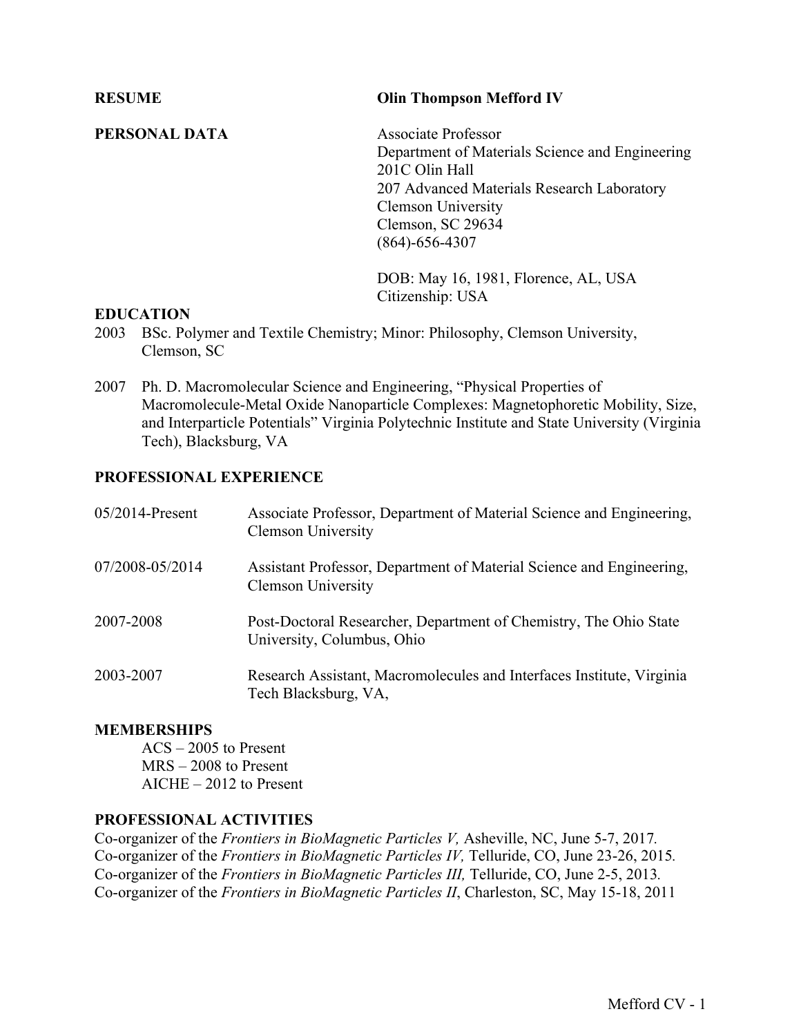**RESUME** Olin Thompson Mefford IV

**PERSONAL DATA**

Associate Professor
Department of Materials Science and Engineering
201C Olin Hall
207 Advanced Materials Research Laboratory
Clemson University
Clemson, SC 29634
(864)-656-4307

DOB: May 16, 1981, Florence, AL, USA
Citizenship: USA

## EDUCATION

2003 BSc. Polymer and Textile Chemistry; Minor: Philosophy, Clemson University, Clemson, SC

2007 Ph. D. Macromolecular Science and Engineering, "Physical Properties of Macromolecule-Metal Oxide Nanoparticle Complexes: Magnetophoretic Mobility, Size, and Interparticle Potentials" Virginia Polytechnic Institute and State University (Virginia Tech), Blacksburg, VA

## PROFESSIONAL EXPERIENCE

| | |
|---|---|
| 05/2014-Present | Associate Professor, Department of Material Science and Engineering, Clemson University |
| 07/2008-05/2014 | Assistant Professor, Department of Material Science and Engineering, Clemson University |
| 2007-2008 | Post-Doctoral Researcher, Department of Chemistry, The Ohio State University, Columbus, Ohio |
| 2003-2007 | Research Assistant, Macromolecules and Interfaces Institute, Virginia Tech Blacksburg, VA, |

## MEMBERSHIPS

ACS – 2005 to Present
MRS – 2008 to Present
AICHE – 2012 to Present

## PROFESSIONAL ACTIVITIES

Co-organizer of the *Frontiers in BioMagnetic Particles V,* Asheville, NC, June 5-7, 2017.
Co-organizer of the *Frontiers in BioMagnetic Particles IV,* Telluride, CO, June 23-26, 2015.
Co-organizer of the *Frontiers in BioMagnetic Particles III,* Telluride, CO, June 2-5, 2013.
Co-organizer of the *Frontiers in BioMagnetic Particles II*, Charleston, SC, May 15-18, 2011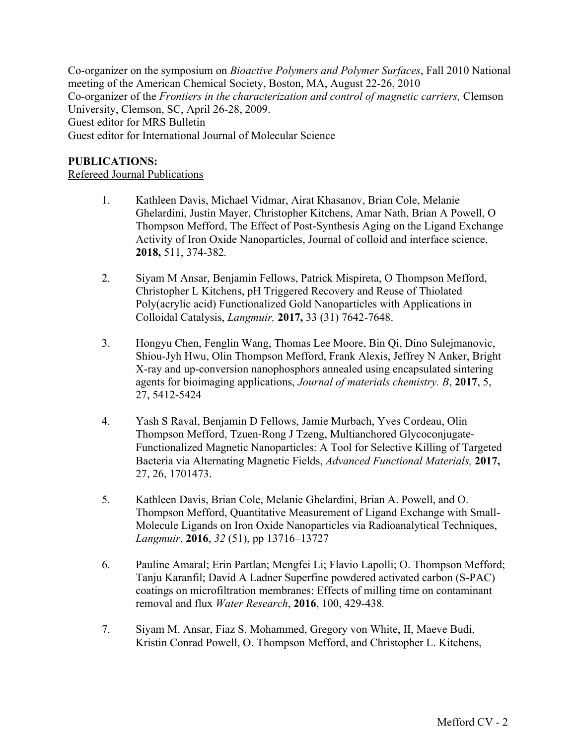Co-organizer on the symposium on *Bioactive Polymers and Polymer Surfaces*, Fall 2010 National meeting of the American Chemical Society, Boston, MA, August 22-26, 2010
Co-organizer of the *Frontiers in the characterization and control of magnetic carriers,* Clemson University, Clemson, SC, April 26-28, 2009.
Guest editor for MRS Bulletin
Guest editor for International Journal of Molecular Science

**PUBLICATIONS:**

Refereed Journal Publications

1. Kathleen Davis, Michael Vidmar, Airat Khasanov, Brian Cole, Melanie Ghelardini, Justin Mayer, Christopher Kitchens, Amar Nath, Brian A Powell, O Thompson Mefford, The Effect of Post-Synthesis Aging on the Ligand Exchange Activity of Iron Oxide Nanoparticles, Journal of colloid and interface science, **2018,** 511, 374-382*.*

2. Siyam M Ansar, Benjamin Fellows, Patrick Mispireta, O Thompson Mefford, Christopher L Kitchens, pH Triggered Recovery and Reuse of Thiolated Poly(acrylic acid) Functionalized Gold Nanoparticles with Applications in Colloidal Catalysis, *Langmuir,* **2017,** 33 (31) 7642-7648.

3. Hongyu Chen, Fenglin Wang, Thomas Lee Moore, Bin Qi, Dino Sulejmanovic, Shiou-Jyh Hwu, Olin Thompson Mefford, Frank Alexis, Jeffrey N Anker, Bright X-ray and up-conversion nanophosphors annealed using encapsulated sintering agents for bioimaging applications, *Journal of materials chemistry. B*, **2017**, 5, 27, 5412-5424

4. Yash S Raval, Benjamin D Fellows, Jamie Murbach, Yves Cordeau, Olin Thompson Mefford, Tzuen-Rong J Tzeng, Multianchored Glycoconjugate-Functionalized Magnetic Nanoparticles: A Tool for Selective Killing of Targeted Bacteria via Alternating Magnetic Fields, *Advanced Functional Materials,* **2017,** 27, 26, 1701473.

5. Kathleen Davis, Brian Cole, Melanie Ghelardini, Brian A. Powell, and O. Thompson Mefford, Quantitative Measurement of Ligand Exchange with Small-Molecule Ligands on Iron Oxide Nanoparticles via Radioanalytical Techniques, *Langmuir*, **2016**, *32* (51), pp 13716–13727

6. Pauline Amaral; Erin Partlan; Mengfei Li; Flavio Lapolli; O. Thompson Mefford; Tanju Karanfil; David A Ladner Superfine powdered activated carbon (S-PAC) coatings on microfiltration membranes: Effects of milling time on contaminant removal and flux *Water Research*, **2016**, 100, 429-438*.*

7. Siyam M. Ansar, Fiaz S. Mohammed, Gregory von White, II, Maeve Budi, Kristin Conrad Powell, O. Thompson Mefford, and Christopher L. Kitchens,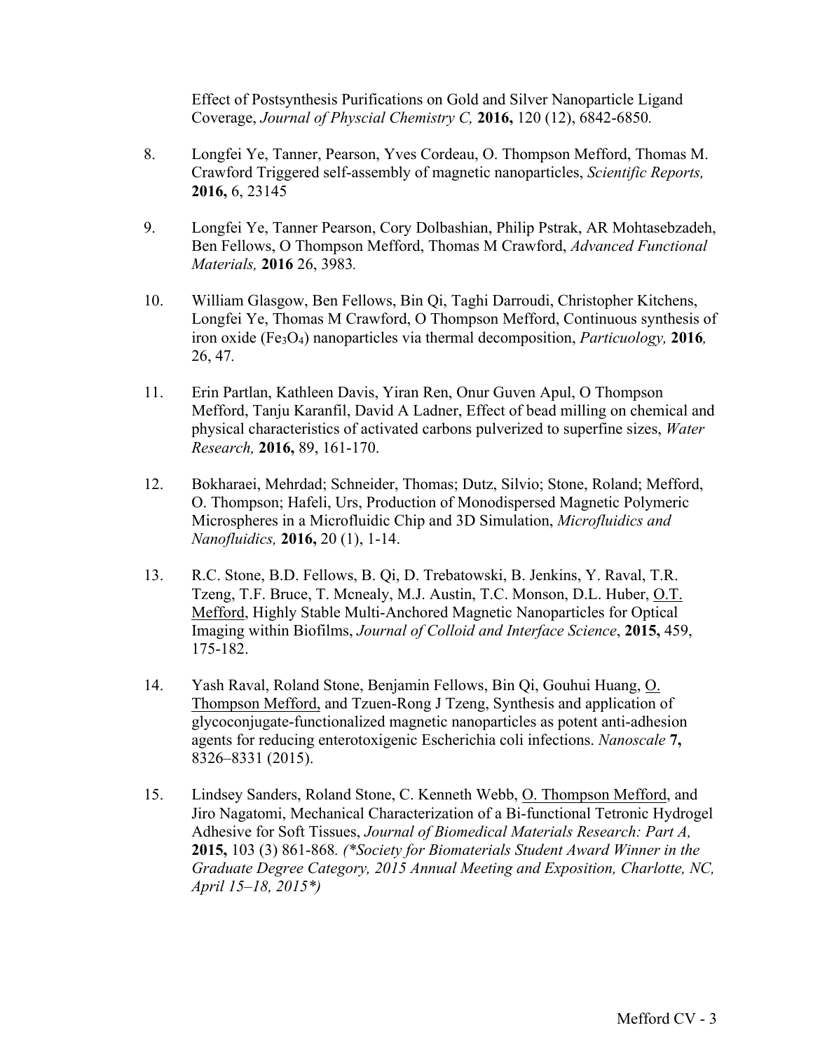Effect of Postsynthesis Purifications on Gold and Silver Nanoparticle Ligand Coverage, *Journal of Physcial Chemistry C,* **2016,** 120 (12), 6842-6850.

8. Longfei Ye, Tanner, Pearson, Yves Cordeau, O. Thompson Mefford, Thomas M. Crawford Triggered self-assembly of magnetic nanoparticles, *Scientific Reports,* **2016,** 6, 23145

9. Longfei Ye, Tanner Pearson, Cory Dolbashian, Philip Pstrak, AR Mohtasebzadeh, Ben Fellows, O Thompson Mefford, Thomas M Crawford, *Advanced Functional Materials,* **2016** 26, 3983.

10. William Glasgow, Ben Fellows, Bin Qi, Taghi Darroudi, Christopher Kitchens, Longfei Ye, Thomas M Crawford, O Thompson Mefford, Continuous synthesis of iron oxide ($Fe_3O_4$) nanoparticles via thermal decomposition, *Particuology,* **2016***,* 26, 47.

11. Erin Partlan, Kathleen Davis, Yiran Ren, Onur Guven Apul, O Thompson Mefford, Tanju Karanfil, David A Ladner, Effect of bead milling on chemical and physical characteristics of activated carbons pulverized to superfine sizes, *Water Research,* **2016,** 89, 161-170.

12. Bokharaei, Mehrdad; Schneider, Thomas; Dutz, Silvio; Stone, Roland; Mefford, O. Thompson; Hafeli, Urs, Production of Monodispersed Magnetic Polymeric Microspheres in a Microfluidic Chip and 3D Simulation, *Microfluidics and Nanofluidics,* **2016,** 20 (1), 1-14.

13. R.C. Stone, B.D. Fellows, B. Qi, D. Trebatowski, B. Jenkins, Y. Raval, T.R. Tzeng, T.F. Bruce, T. Mcnealy, M.J. Austin, T.C. Monson, D.L. Huber, O.T. Mefford, Highly Stable Multi-Anchored Magnetic Nanoparticles for Optical Imaging within Biofilms, *Journal of Colloid and Interface Science*, **2015,** 459, 175-182.

14. Yash Raval, Roland Stone, Benjamin Fellows, Bin Qi, Gouhui Huang, O. Thompson Mefford, and Tzuen-Rong J Tzeng, Synthesis and application of glycoconjugate-functionalized magnetic nanoparticles as potent anti-adhesion agents for reducing enterotoxigenic Escherichia coli infections. *Nanoscale* **7,** 8326–8331 (2015).

15. Lindsey Sanders, Roland Stone, C. Kenneth Webb, O. Thompson Mefford, and Jiro Nagatomi, Mechanical Characterization of a Bi-functional Tetronic Hydrogel Adhesive for Soft Tissues, *Journal of Biomedical Materials Research: Part A,* **2015,** 103 (3) 861-868. *(*Society for Biomaterials Student Award Winner in the Graduate Degree Category, 2015 Annual Meeting and Exposition, Charlotte, NC, April 15–18, 2015*)*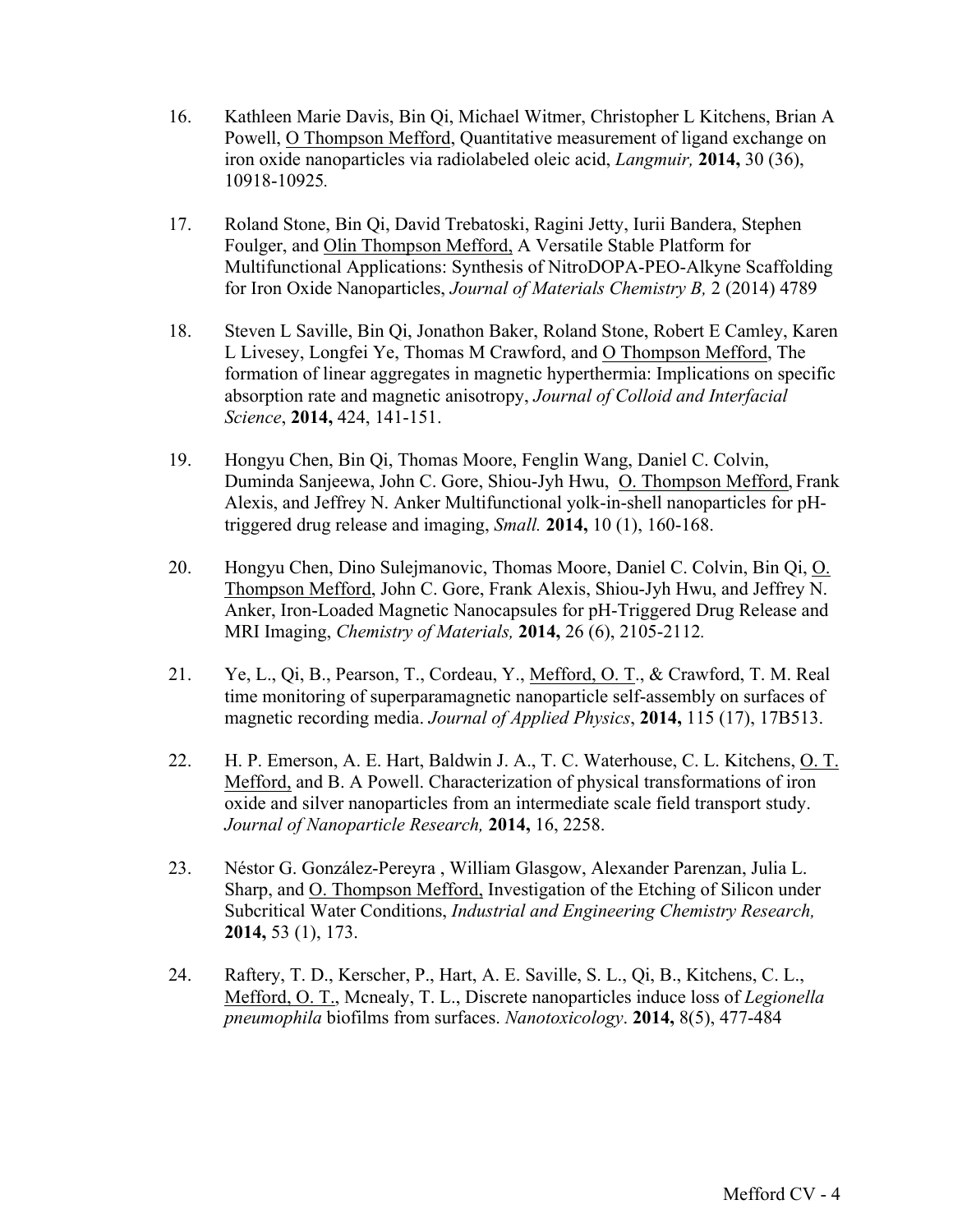16. Kathleen Marie Davis, Bin Qi, Michael Witmer, Christopher L Kitchens, Brian A Powell, <u>O Thompson Mefford</u>, Quantitative measurement of ligand exchange on iron oxide nanoparticles via radiolabeled oleic acid, *Langmuir,* **2014,** 30 (36), 10918-10925.

17. Roland Stone, Bin Qi, David Trebatoski, Ragini Jetty, Iurii Bandera, Stephen Foulger, and <u>Olin Thompson Mefford,</u> A Versatile Stable Platform for Multifunctional Applications: Synthesis of NitroDOPA-PEO-Alkyne Scaffolding for Iron Oxide Nanoparticles, *Journal of Materials Chemistry B,* 2 (2014) 4789

18. Steven L Saville, Bin Qi, Jonathon Baker, Roland Stone, Robert E Camley, Karen L Livesey, Longfei Ye, Thomas M Crawford, and <u>O Thompson Mefford</u>, The formation of linear aggregates in magnetic hyperthermia: Implications on specific absorption rate and magnetic anisotropy, *Journal of Colloid and Interfacial Science*, **2014,** 424, 141-151.

19. Hongyu Chen, Bin Qi, Thomas Moore, Fenglin Wang, Daniel C. Colvin, Duminda Sanjeewa, John C. Gore, Shiou-Jyh Hwu, <u>O. Thompson Mefford</u>, Frank Alexis, and Jeffrey N. Anker Multifunctional yolk-in-shell nanoparticles for pH-triggered drug release and imaging, *Small.* **2014,** 10 (1), 160-168.

20. Hongyu Chen, Dino Sulejmanovic, Thomas Moore, Daniel C. Colvin, Bin Qi, <u>O. Thompson Mefford</u>, John C. Gore, Frank Alexis, Shiou-Jyh Hwu, and Jeffrey N. Anker, Iron-Loaded Magnetic Nanocapsules for pH-Triggered Drug Release and MRI Imaging, *Chemistry of Materials,* **2014,** 26 (6), 2105-2112.

21. Ye, L., Qi, B., Pearson, T., Cordeau, Y., <u>Mefford, O. T</u>., & Crawford, T. M. Real time monitoring of superparamagnetic nanoparticle self-assembly on surfaces of magnetic recording media. *Journal of Applied Physics*, **2014,** 115 (17), 17B513.

22. H. P. Emerson, A. E. Hart, Baldwin J. A., T. C. Waterhouse, C. L. Kitchens, <u>O. T. Mefford,</u> and B. A Powell. Characterization of physical transformations of iron oxide and silver nanoparticles from an intermediate scale field transport study. *Journal of Nanoparticle Research,* **2014,** 16, 2258.

23. Néstor G. González-Pereyra , William Glasgow, Alexander Parenzan, Julia L. Sharp, and <u>O. Thompson Mefford,</u> Investigation of the Etching of Silicon under Subcritical Water Conditions, *Industrial and Engineering Chemistry Research,* **2014,** 53 (1), 173.

24. Raftery, T. D., Kerscher, P., Hart, A. E. Saville, S. L., Qi, B., Kitchens, C. L., <u>Mefford, O. T.,</u> Mcnealy, T. L., Discrete nanoparticles induce loss of *Legionella pneumophila* biofilms from surfaces. *Nanotoxicology*. **2014,** 8(5), 477-484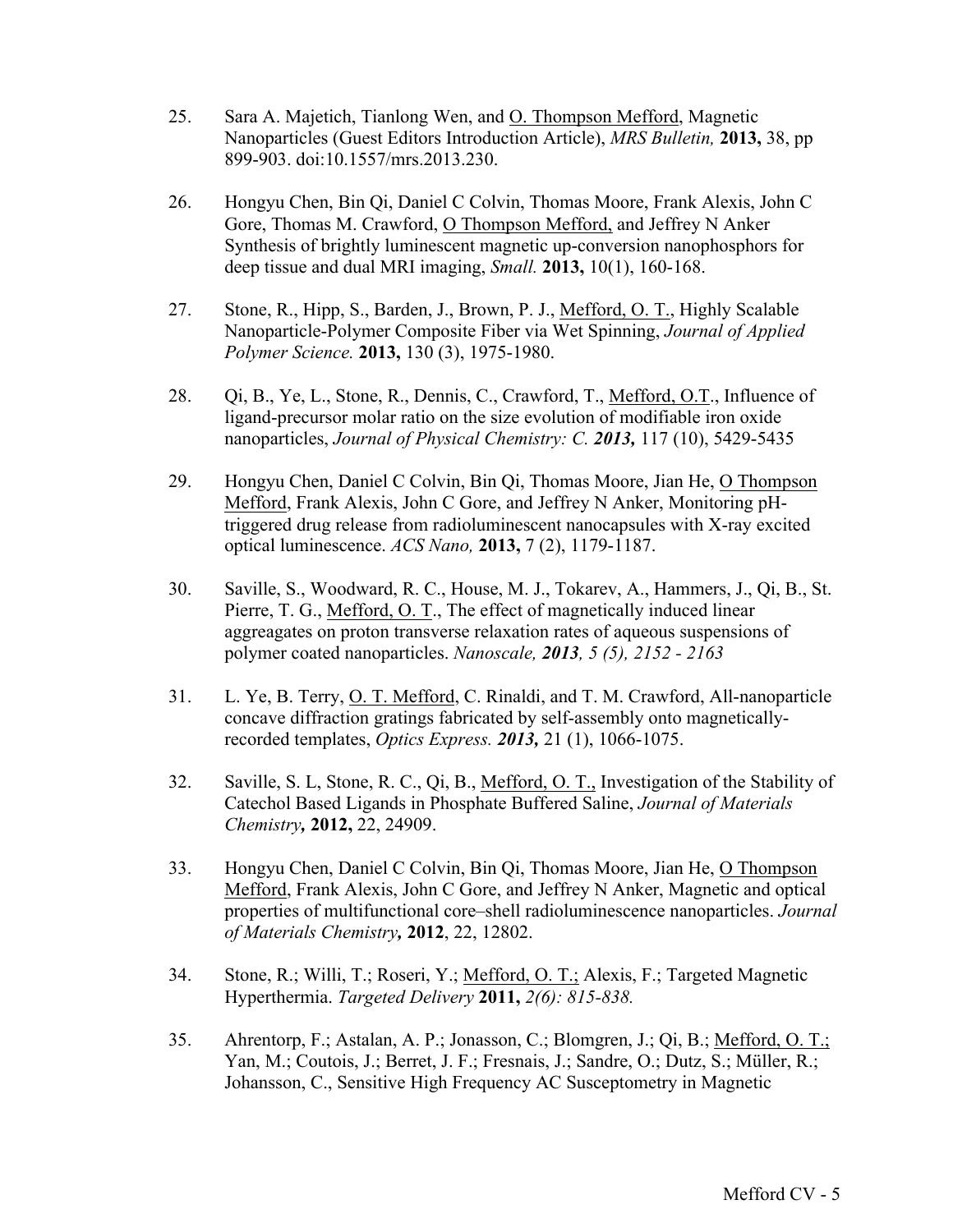25. Sara A. Majetich, Tianlong Wen, and O. Thompson Mefford, Magnetic Nanoparticles (Guest Editors Introduction Article), *MRS Bulletin,* **2013,** 38, pp 899-903. doi:10.1557/mrs.2013.230.

26. Hongyu Chen, Bin Qi, Daniel C Colvin, Thomas Moore, Frank Alexis, John C Gore, Thomas M. Crawford, O Thompson Mefford, and Jeffrey N Anker Synthesis of brightly luminescent magnetic up-conversion nanophosphors for deep tissue and dual MRI imaging, *Small.* **2013,** 10(1), 160-168.

27. Stone, R., Hipp, S., Barden, J., Brown, P. J., Mefford, O. T., Highly Scalable Nanoparticle-Polymer Composite Fiber via Wet Spinning, *Journal of Applied Polymer Science.* **2013,** 130 (3), 1975-1980.

28. Qi, B., Ye, L., Stone, R., Dennis, C., Crawford, T., Mefford, O.T., Influence of ligand-precursor molar ratio on the size evolution of modifiable iron oxide nanoparticles, *Journal of Physical Chemistry: C.* ***2013,*** 117 (10), 5429-5435

29. Hongyu Chen, Daniel C Colvin, Bin Qi, Thomas Moore, Jian He, O Thompson Mefford, Frank Alexis, John C Gore, and Jeffrey N Anker, Monitoring pH-triggered drug release from radioluminescent nanocapsules with X-ray excited optical luminescence. *ACS Nano,* **2013,** 7 (2), 1179-1187.

30. Saville, S., Woodward, R. C., House, M. J., Tokarev, A., Hammers, J., Qi, B., St. Pierre, T. G., Mefford, O. T., The effect of magnetically induced linear aggregates on proton transverse relaxation rates of aqueous suspensions of polymer coated nanoparticles. *Nanoscale, **2013**, 5 (5), 2152 - 2163*

31. L. Ye, B. Terry, O. T. Mefford, C. Rinaldi, and T. M. Crawford, All-nanoparticle concave diffraction gratings fabricated by self-assembly onto magnetically-recorded templates, *Optics Express.* ***2013,*** 21 (1), 1066-1075.

32. Saville, S. L, Stone, R. C., Qi, B., Mefford, O. T., Investigation of the Stability of Catechol Based Ligands in Phosphate Buffered Saline, *Journal of Materials Chemistry,* **2012,** 22, 24909.

33. Hongyu Chen, Daniel C Colvin, Bin Qi, Thomas Moore, Jian He, O Thompson Mefford, Frank Alexis, John C Gore, and Jeffrey N Anker, Magnetic and optical properties of multifunctional core–shell radioluminescence nanoparticles. *Journal of Materials Chemistry,* **2012**, 22, 12802.

34. Stone, R.; Willi, T.; Roseri, Y.; Mefford, O. T.; Alexis, F.; Targeted Magnetic Hyperthermia. *Targeted Delivery* **2011,** *2(6): 815-838.*

35. Ahrentorp, F.; Astalan, A. P.; Jonasson, C.; Blomgren, J.; Qi, B.; Mefford, O. T.; Yan, M.; Coutois, J.; Berret, J. F.; Fresnais, J.; Sandre, O.; Dutz, S.; Müller, R.; Johansson, C., Sensitive High Frequency AC Susceptometry in Magnetic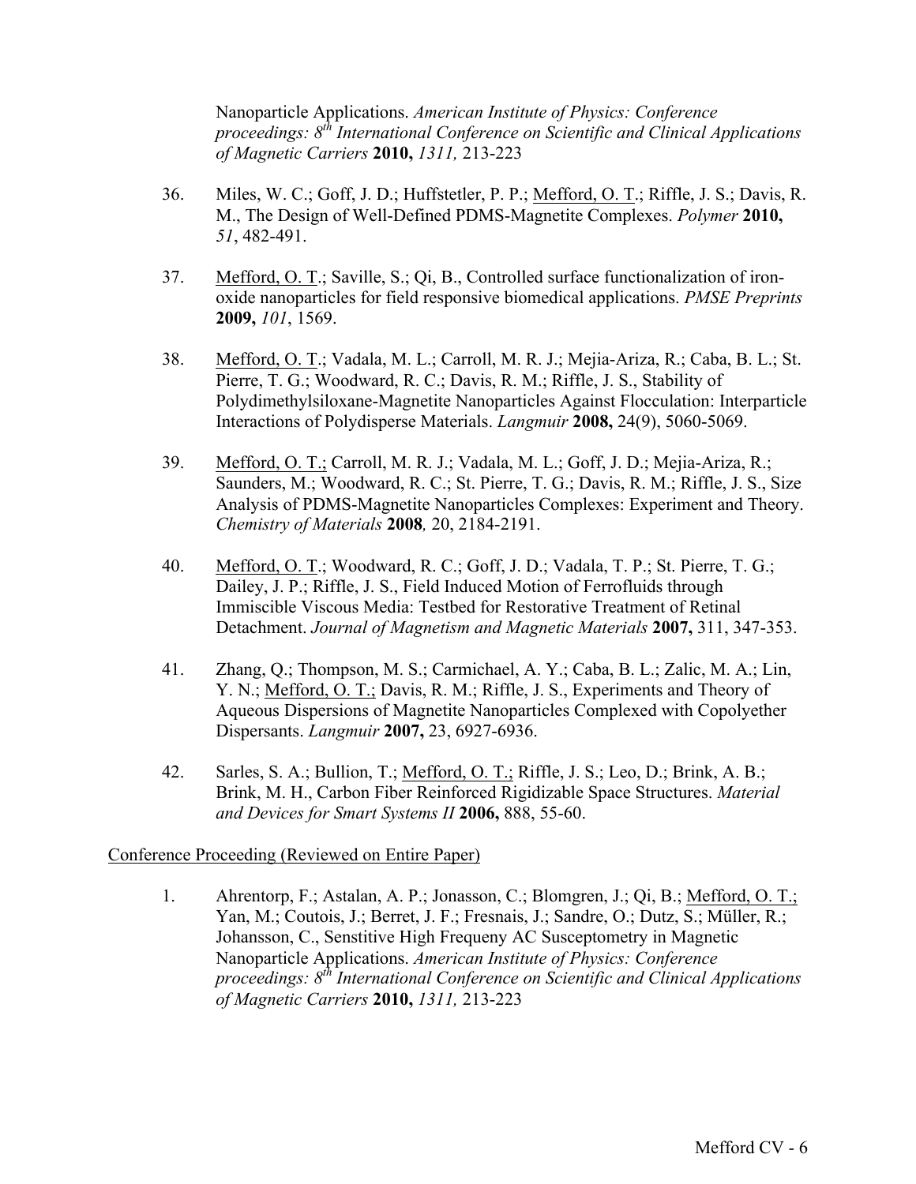Nanoparticle Applications. *American Institute of Physics: Conference proceedings: 8th International Conference on Scientific and Clinical Applications of Magnetic Carriers* **2010,** *1311,* 213-223

36. Miles, W. C.; Goff, J. D.; Huffstetler, P. P.; Mefford, O. T.; Riffle, J. S.; Davis, R. M., The Design of Well-Defined PDMS-Magnetite Complexes. *Polymer* **2010,** *51*, 482-491.

37. Mefford, O. T.; Saville, S.; Qi, B., Controlled surface functionalization of iron-oxide nanoparticles for field responsive biomedical applications. *PMSE Preprints* **2009,** *101*, 1569.

38. Mefford, O. T.; Vadala, M. L.; Carroll, M. R. J.; Mejia-Ariza, R.; Caba, B. L.; St. Pierre, T. G.; Woodward, R. C.; Davis, R. M.; Riffle, J. S., Stability of Polydimethylsiloxane-Magnetite Nanoparticles Against Flocculation: Interparticle Interactions of Polydisperse Materials. *Langmuir* **2008,** 24(9), 5060-5069.

39. Mefford, O. T.; Carroll, M. R. J.; Vadala, M. L.; Goff, J. D.; Mejia-Ariza, R.; Saunders, M.; Woodward, R. C.; St. Pierre, T. G.; Davis, R. M.; Riffle, J. S., Size Analysis of PDMS-Magnetite Nanoparticles Complexes: Experiment and Theory. *Chemistry of Materials* **2008***,* 20, 2184-2191.

40. Mefford, O. T.; Woodward, R. C.; Goff, J. D.; Vadala, T. P.; St. Pierre, T. G.; Dailey, J. P.; Riffle, J. S., Field Induced Motion of Ferrofluids through Immiscible Viscous Media: Testbed for Restorative Treatment of Retinal Detachment. *Journal of Magnetism and Magnetic Materials* **2007,** 311, 347-353.

41. Zhang, Q.; Thompson, M. S.; Carmichael, A. Y.; Caba, B. L.; Zalic, M. A.; Lin, Y. N.; Mefford, O. T.; Davis, R. M.; Riffle, J. S., Experiments and Theory of Aqueous Dispersions of Magnetite Nanoparticles Complexed with Copolyether Dispersants. *Langmuir* **2007,** 23, 6927-6936.

42. Sarles, S. A.; Bullion, T.; Mefford, O. T.; Riffle, J. S.; Leo, D.; Brink, A. B.; Brink, M. H., Carbon Fiber Reinforced Rigidizable Space Structures. *Material and Devices for Smart Systems II* **2006,** 888, 55-60.

Conference Proceeding (Reviewed on Entire Paper)

1. Ahrentorp, F.; Astalan, A. P.; Jonasson, C.; Blomgren, J.; Qi, B.; Mefford, O. T.; Yan, M.; Coutois, J.; Berret, J. F.; Fresnais, J.; Sandre, O.; Dutz, S.; Müller, R.; Johansson, C., Senstitive High Frequeny AC Susceptometry in Magnetic Nanoparticle Applications. *American Institute of Physics: Conference proceedings: 8th International Conference on Scientific and Clinical Applications of Magnetic Carriers* **2010,** *1311,* 213-223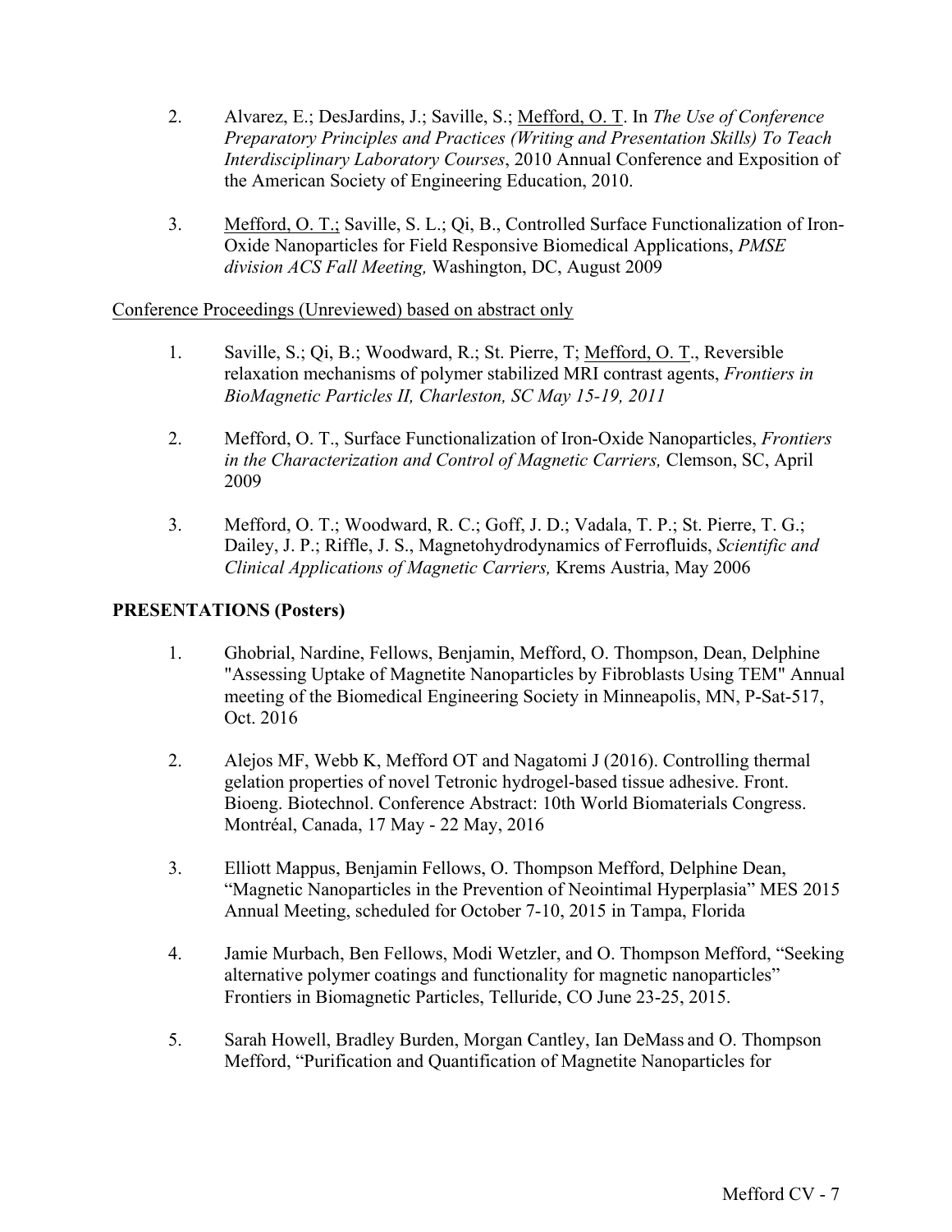2. Alvarez, E.; DesJardins, J.; Saville, S.; Mefford, O. T. In *The Use of Conference Preparatory Principles and Practices (Writing and Presentation Skills) To Teach Interdisciplinary Laboratory Courses*, 2010 Annual Conference and Exposition of the American Society of Engineering Education, 2010.

3. Mefford, O. T.; Saville, S. L.; Qi, B., Controlled Surface Functionalization of Iron-Oxide Nanoparticles for Field Responsive Biomedical Applications, *PMSE division ACS Fall Meeting,* Washington, DC, August 2009

Conference Proceedings (Unreviewed) based on abstract only

1. Saville, S.; Qi, B.; Woodward, R.; St. Pierre, T; Mefford, O. T., Reversible relaxation mechanisms of polymer stabilized MRI contrast agents, *Frontiers in BioMagnetic Particles II, Charleston, SC May 15-19, 2011*

2. Mefford, O. T., Surface Functionalization of Iron-Oxide Nanoparticles, *Frontiers in the Characterization and Control of Magnetic Carriers,* Clemson, SC, April 2009

3. Mefford, O. T.; Woodward, R. C.; Goff, J. D.; Vadala, T. P.; St. Pierre, T. G.; Dailey, J. P.; Riffle, J. S., Magnetohydrodynamics of Ferrofluids, *Scientific and Clinical Applications of Magnetic Carriers,* Krems Austria, May 2006

**PRESENTATIONS (Posters)**

1. Ghobrial, Nardine, Fellows, Benjamin, Mefford, O. Thompson, Dean, Delphine "Assessing Uptake of Magnetite Nanoparticles by Fibroblasts Using TEM" Annual meeting of the Biomedical Engineering Society in Minneapolis, MN, P-Sat-517, Oct. 2016

2. Alejos MF, Webb K, Mefford OT and Nagatomi J (2016). Controlling thermal gelation properties of novel Tetronic hydrogel-based tissue adhesive. Front. Bioeng. Biotechnol. Conference Abstract: 10th World Biomaterials Congress. Montréal, Canada, 17 May - 22 May, 2016

3. Elliott Mappus, Benjamin Fellows, O. Thompson Mefford, Delphine Dean, "Magnetic Nanoparticles in the Prevention of Neointimal Hyperplasia" MES 2015 Annual Meeting, scheduled for October 7-10, 2015 in Tampa, Florida

4. Jamie Murbach, Ben Fellows, Modi Wetzler, and O. Thompson Mefford, "Seeking alternative polymer coatings and functionality for magnetic nanoparticles" Frontiers in Biomagnetic Particles, Telluride, CO June 23-25, 2015.

5. Sarah Howell, Bradley Burden, Morgan Cantley, Ian DeMass and O. Thompson Mefford, "Purification and Quantification of Magnetite Nanoparticles for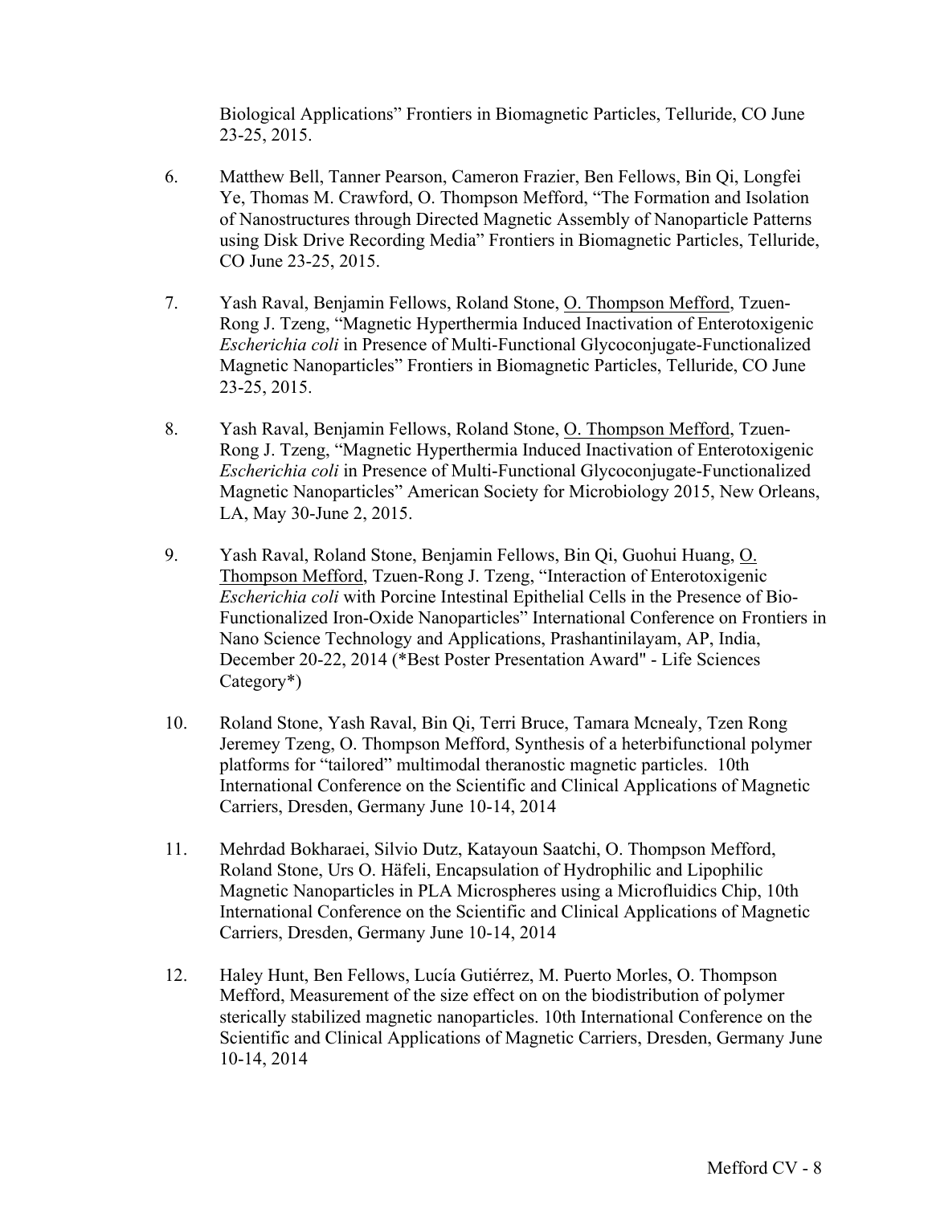Biological Applications" Frontiers in Biomagnetic Particles, Telluride, CO June 23-25, 2015.

6. Matthew Bell, Tanner Pearson, Cameron Frazier, Ben Fellows, Bin Qi, Longfei Ye, Thomas M. Crawford, O. Thompson Mefford, "The Formation and Isolation of Nanostructures through Directed Magnetic Assembly of Nanoparticle Patterns using Disk Drive Recording Media" Frontiers in Biomagnetic Particles, Telluride, CO June 23-25, 2015.

7. Yash Raval, Benjamin Fellows, Roland Stone, <u>O. Thompson Mefford</u>, Tzuen-Rong J. Tzeng, "Magnetic Hyperthermia Induced Inactivation of Enterotoxigenic *Escherichia coli* in Presence of Multi-Functional Glycoconjugate-Functionalized Magnetic Nanoparticles" Frontiers in Biomagnetic Particles, Telluride, CO June 23-25, 2015.

8. Yash Raval, Benjamin Fellows, Roland Stone, <u>O. Thompson Mefford</u>, Tzuen-Rong J. Tzeng, "Magnetic Hyperthermia Induced Inactivation of Enterotoxigenic *Escherichia coli* in Presence of Multi-Functional Glycoconjugate-Functionalized Magnetic Nanoparticles" American Society for Microbiology 2015, New Orleans, LA, May 30-June 2, 2015.

9. Yash Raval, Roland Stone, Benjamin Fellows, Bin Qi, Guohui Huang, <u>O. Thompson Mefford</u>, Tzuen-Rong J. Tzeng, "Interaction of Enterotoxigenic *Escherichia coli* with Porcine Intestinal Epithelial Cells in the Presence of Bio-Functionalized Iron-Oxide Nanoparticles" International Conference on Frontiers in Nano Science Technology and Applications, Prashantinilayam, AP, India, December 20-22, 2014 (*Best Poster Presentation Award" - Life Sciences Category*)

10. Roland Stone, Yash Raval, Bin Qi, Terri Bruce, Tamara Mcnealy, Tzen Rong Jeremey Tzeng, O. Thompson Mefford, Synthesis of a heterbifunctional polymer platforms for "tailored" multimodal theranostic magnetic particles. 10th International Conference on the Scientific and Clinical Applications of Magnetic Carriers, Dresden, Germany June 10-14, 2014

11. Mehrdad Bokharaei, Silvio Dutz, Katayoun Saatchi, O. Thompson Mefford, Roland Stone, Urs O. Häfeli, Encapsulation of Hydrophilic and Lipophilic Magnetic Nanoparticles in PLA Microspheres using a Microfluidics Chip, 10th International Conference on the Scientific and Clinical Applications of Magnetic Carriers, Dresden, Germany June 10-14, 2014

12. Haley Hunt, Ben Fellows, Lucía Gutiérrez, M. Puerto Morles, O. Thompson Mefford, Measurement of the size effect on on the biodistribution of polymer sterically stabilized magnetic nanoparticles. 10th International Conference on the Scientific and Clinical Applications of Magnetic Carriers, Dresden, Germany June 10-14, 2014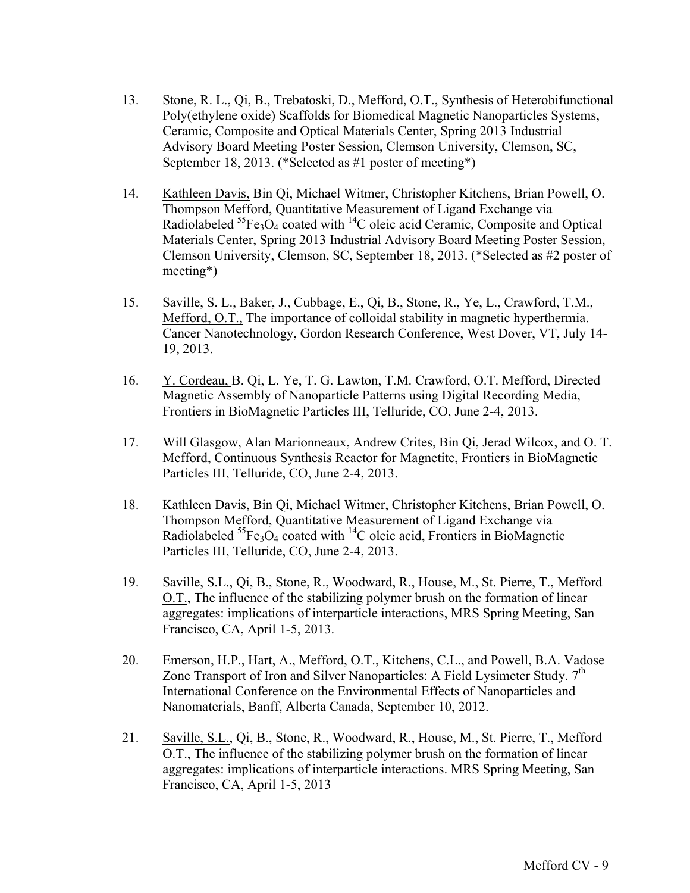13. <u>Stone, R. L.,</u> Qi, B., Trebatoski, D., Mefford, O.T., Synthesis of Heterobifunctional Poly(ethylene oxide) Scaffolds for Biomedical Magnetic Nanoparticles Systems, Ceramic, Composite and Optical Materials Center, Spring 2013 Industrial Advisory Board Meeting Poster Session, Clemson University, Clemson, SC, September 18, 2013. (*Selected as #1 poster of meeting*)

14. <u>Kathleen Davis,</u> Bin Qi, Michael Witmer, Christopher Kitchens, Brian Powell, O. Thompson Mefford, Quantitative Measurement of Ligand Exchange via Radiolabeled $^{55}Fe_3O_4$ coated with $^{14}C$ oleic acid Ceramic, Composite and Optical Materials Center, Spring 2013 Industrial Advisory Board Meeting Poster Session, Clemson University, Clemson, SC, September 18, 2013. (*Selected as #2 poster of meeting*)

15. Saville, S. L., Baker, J., Cubbage, E., Qi, B., Stone, R., Ye, L., Crawford, T.M., <u>Mefford, O.T.,</u> The importance of colloidal stability in magnetic hyperthermia. Cancer Nanotechnology, Gordon Research Conference, West Dover, VT, July 14-19, 2013.

16. <u>Y. Cordeau,</u> B. Qi, L. Ye, T. G. Lawton, T.M. Crawford, O.T. Mefford, Directed Magnetic Assembly of Nanoparticle Patterns using Digital Recording Media, Frontiers in BioMagnetic Particles III, Telluride, CO, June 2-4, 2013.

17. <u>Will Glasgow,</u> Alan Marionneaux, Andrew Crites, Bin Qi, Jerad Wilcox, and O. T. Mefford, Continuous Synthesis Reactor for Magnetite, Frontiers in BioMagnetic Particles III, Telluride, CO, June 2-4, 2013.

18. <u>Kathleen Davis,</u> Bin Qi, Michael Witmer, Christopher Kitchens, Brian Powell, O. Thompson Mefford, Quantitative Measurement of Ligand Exchange via Radiolabeled $^{55}Fe_3O_4$ coated with $^{14}C$ oleic acid, Frontiers in BioMagnetic Particles III, Telluride, CO, June 2-4, 2013.

19. Saville, S.L., Qi, B., Stone, R., Woodward, R., House, M., St. Pierre, T., <u>Mefford O.T.,</u> The influence of the stabilizing polymer brush on the formation of linear aggregates: implications of interparticle interactions, MRS Spring Meeting, San Francisco, CA, April 1-5, 2013.

20. <u>Emerson, H.P.,</u> Hart, A., Mefford, O.T., Kitchens, C.L., and Powell, B.A. Vadose Zone Transport of Iron and Silver Nanoparticles: A Field Lysimeter Study. 7th International Conference on the Environmental Effects of Nanoparticles and Nanomaterials, Banff, Alberta Canada, September 10, 2012.

21. <u>Saville, S.L.,</u> Qi, B., Stone, R., Woodward, R., House, M., St. Pierre, T., Mefford O.T., The influence of the stabilizing polymer brush on the formation of linear aggregates: implications of interparticle interactions. MRS Spring Meeting, San Francisco, CA, April 1-5, 2013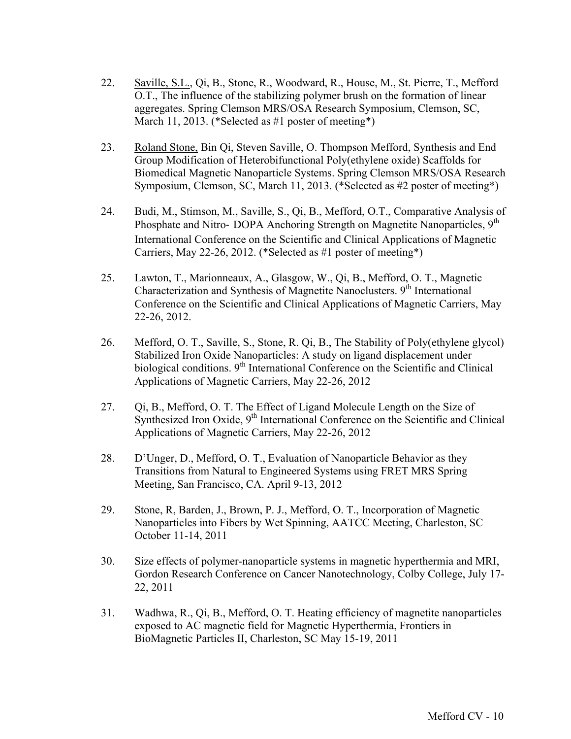22. Saville, S.L., Qi, B., Stone, R., Woodward, R., House, M., St. Pierre, T., Mefford O.T., The influence of the stabilizing polymer brush on the formation of linear aggregates. Spring Clemson MRS/OSA Research Symposium, Clemson, SC, March 11, 2013. (*Selected as #1 poster of meeting*)

23. Roland Stone, Bin Qi, Steven Saville, O. Thompson Mefford, Synthesis and End Group Modification of Heterobifunctional Poly(ethylene oxide) Scaffolds for Biomedical Magnetic Nanoparticle Systems. Spring Clemson MRS/OSA Research Symposium, Clemson, SC, March 11, 2013. (*Selected as #2 poster of meeting*)

24. Budi, M., Stimson, M., Saville, S., Qi, B., Mefford, O.T., Comparative Analysis of Phosphate and Nitro- DOPA Anchoring Strength on Magnetite Nanoparticles, 9th International Conference on the Scientific and Clinical Applications of Magnetic Carriers, May 22-26, 2012. (*Selected as #1 poster of meeting*)

25. Lawton, T., Marionneaux, A., Glasgow, W., Qi, B., Mefford, O. T., Magnetic Characterization and Synthesis of Magnetite Nanoclusters. 9th International Conference on the Scientific and Clinical Applications of Magnetic Carriers, May 22-26, 2012.

26. Mefford, O. T., Saville, S., Stone, R. Qi, B., The Stability of Poly(ethylene glycol) Stabilized Iron Oxide Nanoparticles: A study on ligand displacement under biological conditions. 9th International Conference on the Scientific and Clinical Applications of Magnetic Carriers, May 22-26, 2012

27. Qi, B., Mefford, O. T. The Effect of Ligand Molecule Length on the Size of Synthesized Iron Oxide, 9th International Conference on the Scientific and Clinical Applications of Magnetic Carriers, May 22-26, 2012

28. D'Unger, D., Mefford, O. T., Evaluation of Nanoparticle Behavior as they Transitions from Natural to Engineered Systems using FRET MRS Spring Meeting, San Francisco, CA. April 9-13, 2012

29. Stone, R, Barden, J., Brown, P. J., Mefford, O. T., Incorporation of Magnetic Nanoparticles into Fibers by Wet Spinning, AATCC Meeting, Charleston, SC October 11-14, 2011

30. Size effects of polymer-nanoparticle systems in magnetic hyperthermia and MRI, Gordon Research Conference on Cancer Nanotechnology, Colby College, July 17-22, 2011

31. Wadhwa, R., Qi, B., Mefford, O. T. Heating efficiency of magnetite nanoparticles exposed to AC magnetic field for Magnetic Hyperthermia, Frontiers in BioMagnetic Particles II, Charleston, SC May 15-19, 2011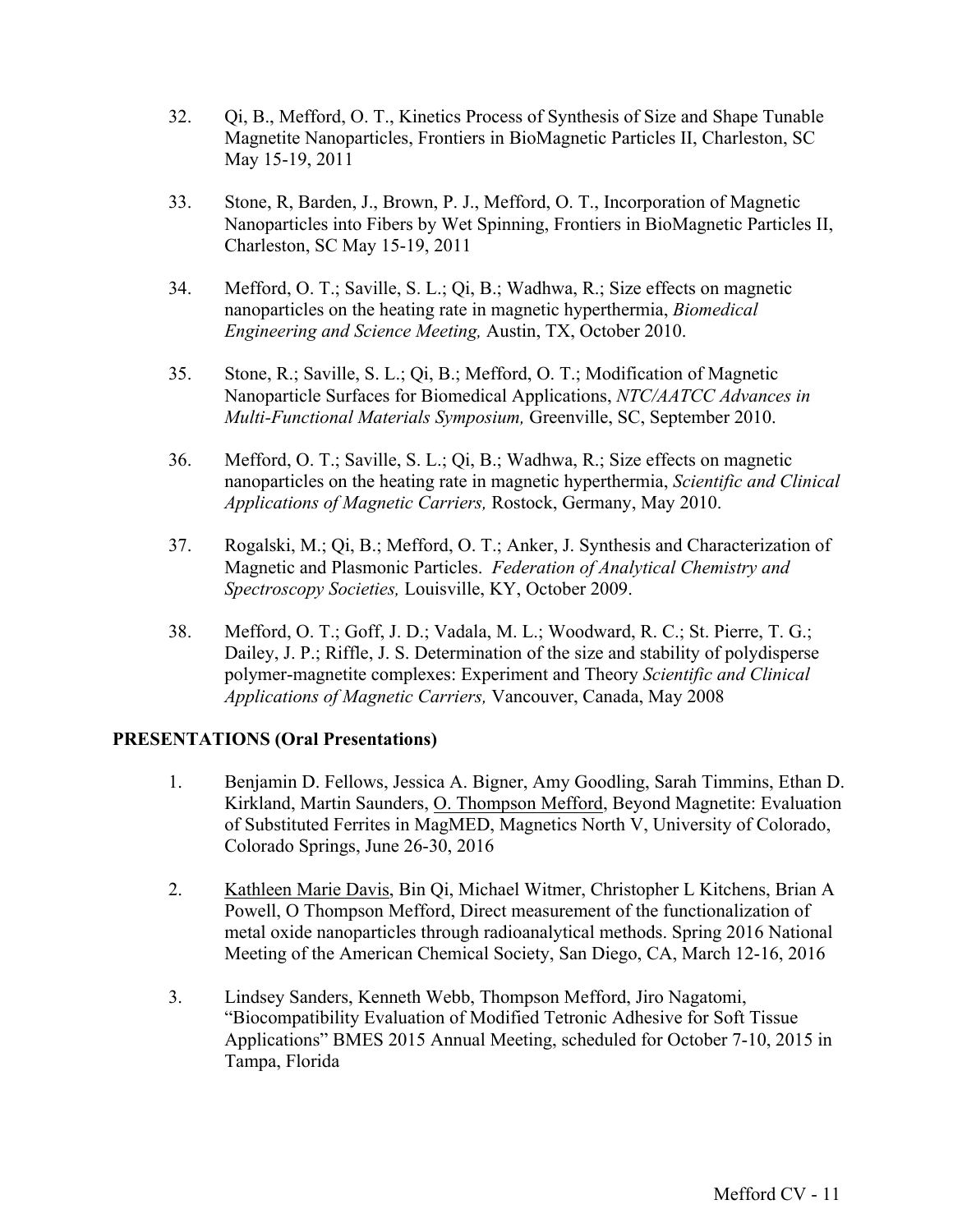32. Qi, B., Mefford, O. T., Kinetics Process of Synthesis of Size and Shape Tunable Magnetite Nanoparticles, Frontiers in BioMagnetic Particles II, Charleston, SC May 15-19, 2011

33. Stone, R, Barden, J., Brown, P. J., Mefford, O. T., Incorporation of Magnetic Nanoparticles into Fibers by Wet Spinning, Frontiers in BioMagnetic Particles II, Charleston, SC May 15-19, 2011

34. Mefford, O. T.; Saville, S. L.; Qi, B.; Wadhwa, R.; Size effects on magnetic nanoparticles on the heating rate in magnetic hyperthermia, *Biomedical Engineering and Science Meeting,* Austin, TX, October 2010.

35. Stone, R.; Saville, S. L.; Qi, B.; Mefford, O. T.; Modification of Magnetic Nanoparticle Surfaces for Biomedical Applications, *NTC/AATCC Advances in Multi-Functional Materials Symposium,* Greenville, SC, September 2010.

36. Mefford, O. T.; Saville, S. L.; Qi, B.; Wadhwa, R.; Size effects on magnetic nanoparticles on the heating rate in magnetic hyperthermia, *Scientific and Clinical Applications of Magnetic Carriers,* Rostock, Germany, May 2010.

37. Rogalski, M.; Qi, B.; Mefford, O. T.; Anker, J. Synthesis and Characterization of Magnetic and Plasmonic Particles. *Federation of Analytical Chemistry and Spectroscopy Societies,* Louisville, KY, October 2009.

38. Mefford, O. T.; Goff, J. D.; Vadala, M. L.; Woodward, R. C.; St. Pierre, T. G.; Dailey, J. P.; Riffle, J. S. Determination of the size and stability of polydisperse polymer-magnetite complexes: Experiment and Theory *Scientific and Clinical Applications of Magnetic Carriers,* Vancouver, Canada, May 2008

**PRESENTATIONS (Oral Presentations)**

1. Benjamin D. Fellows, Jessica A. Bigner, Amy Goodling, Sarah Timmins, Ethan D. Kirkland, Martin Saunders, <u>O. Thompson Mefford</u>, Beyond Magnetite: Evaluation of Substituted Ferrites in MagMED, Magnetics North V, University of Colorado, Colorado Springs, June 26-30, 2016

2. <u>Kathleen Marie Davis</u>, Bin Qi, Michael Witmer, Christopher L Kitchens, Brian A Powell, O Thompson Mefford, Direct measurement of the functionalization of metal oxide nanoparticles through radioanalytical methods. Spring 2016 National Meeting of the American Chemical Society, San Diego, CA, March 12-16, 2016

3. Lindsey Sanders, Kenneth Webb, Thompson Mefford, Jiro Nagatomi, "Biocompatibility Evaluation of Modified Tetronic Adhesive for Soft Tissue Applications" BMES 2015 Annual Meeting, scheduled for October 7-10, 2015 in Tampa, Florida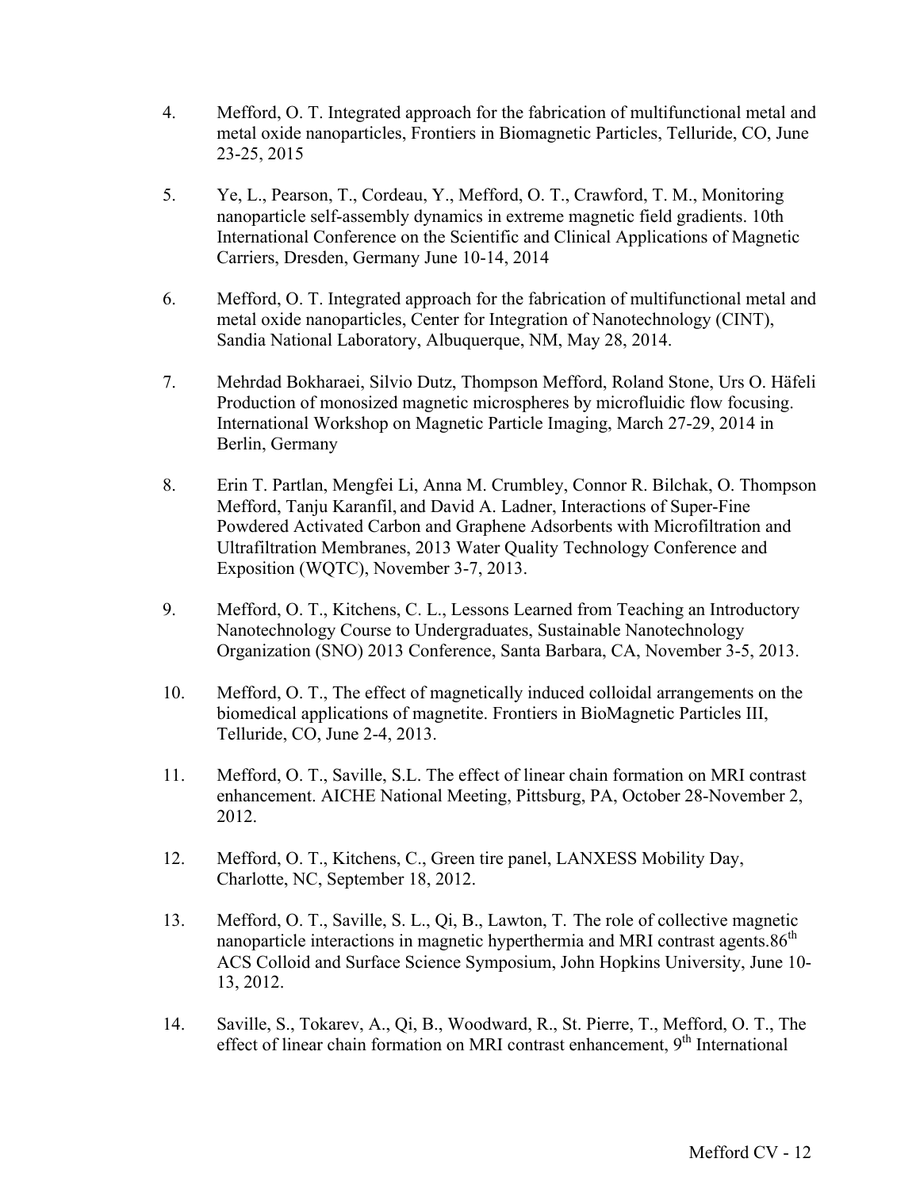4. Mefford, O. T. Integrated approach for the fabrication of multifunctional metal and metal oxide nanoparticles, Frontiers in Biomagnetic Particles, Telluride, CO, June 23-25, 2015

5. Ye, L., Pearson, T., Cordeau, Y., Mefford, O. T., Crawford, T. M., Monitoring nanoparticle self-assembly dynamics in extreme magnetic field gradients. 10th International Conference on the Scientific and Clinical Applications of Magnetic Carriers, Dresden, Germany June 10-14, 2014

6. Mefford, O. T. Integrated approach for the fabrication of multifunctional metal and metal oxide nanoparticles, Center for Integration of Nanotechnology (CINT), Sandia National Laboratory, Albuquerque, NM, May 28, 2014.

7. Mehrdad Bokharaei, Silvio Dutz, Thompson Mefford, Roland Stone, Urs O. Häfeli Production of monosized magnetic microspheres by microfluidic flow focusing. International Workshop on Magnetic Particle Imaging, March 27-29, 2014 in Berlin, Germany

8. Erin T. Partlan, Mengfei Li, Anna M. Crumbley, Connor R. Bilchak, O. Thompson Mefford, Tanju Karanfil, and David A. Ladner, Interactions of Super-Fine Powdered Activated Carbon and Graphene Adsorbents with Microfiltration and Ultrafiltration Membranes, 2013 Water Quality Technology Conference and Exposition (WQTC), November 3-7, 2013.

9. Mefford, O. T., Kitchens, C. L., Lessons Learned from Teaching an Introductory Nanotechnology Course to Undergraduates, Sustainable Nanotechnology Organization (SNO) 2013 Conference, Santa Barbara, CA, November 3-5, 2013.

10. Mefford, O. T., The effect of magnetically induced colloidal arrangements on the biomedical applications of magnetite. Frontiers in BioMagnetic Particles III, Telluride, CO, June 2-4, 2013.

11. Mefford, O. T., Saville, S.L. The effect of linear chain formation on MRI contrast enhancement. AICHE National Meeting, Pittsburg, PA, October 28-November 2, 2012.

12. Mefford, O. T., Kitchens, C., Green tire panel, LANXESS Mobility Day, Charlotte, NC, September 18, 2012.

13. Mefford, O. T., Saville, S. L., Qi, B., Lawton, T. The role of collective magnetic nanoparticle interactions in magnetic hyperthermia and MRI contrast agents.86th ACS Colloid and Surface Science Symposium, John Hopkins University, June 10-13, 2012.

14. Saville, S., Tokarev, A., Qi, B., Woodward, R., St. Pierre, T., Mefford, O. T., The effect of linear chain formation on MRI contrast enhancement, 9th International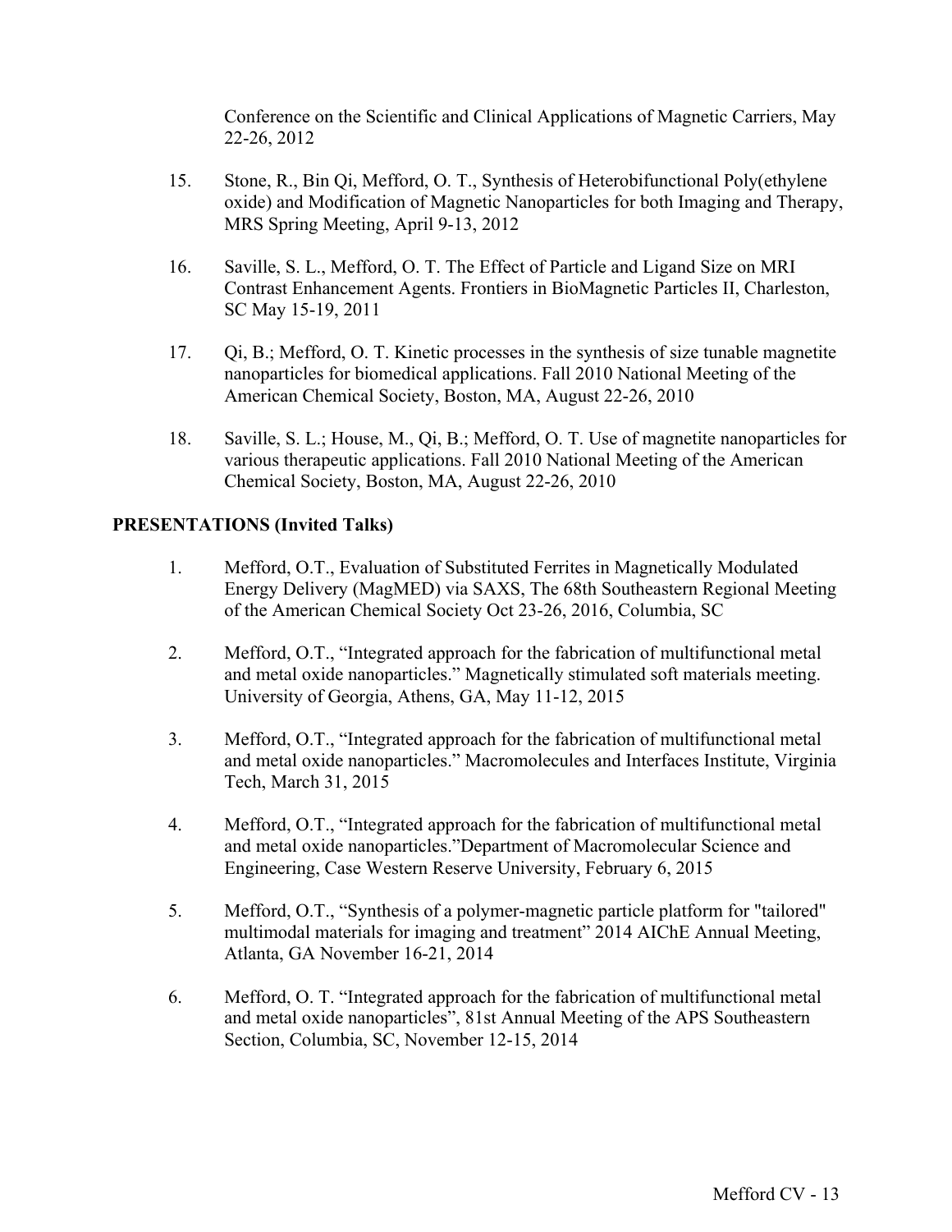Conference on the Scientific and Clinical Applications of Magnetic Carriers, May 22-26, 2012

15. Stone, R., Bin Qi, Mefford, O. T., Synthesis of Heterobifunctional Poly(ethylene oxide) and Modification of Magnetic Nanoparticles for both Imaging and Therapy, MRS Spring Meeting, April 9-13, 2012

16. Saville, S. L., Mefford, O. T. The Effect of Particle and Ligand Size on MRI Contrast Enhancement Agents. Frontiers in BioMagnetic Particles II, Charleston, SC May 15-19, 2011

17. Qi, B.; Mefford, O. T. Kinetic processes in the synthesis of size tunable magnetite nanoparticles for biomedical applications. Fall 2010 National Meeting of the American Chemical Society, Boston, MA, August 22-26, 2010

18. Saville, S. L.; House, M., Qi, B.; Mefford, O. T. Use of magnetite nanoparticles for various therapeutic applications. Fall 2010 National Meeting of the American Chemical Society, Boston, MA, August 22-26, 2010

**PRESENTATIONS (Invited Talks)**

1. Mefford, O.T., Evaluation of Substituted Ferrites in Magnetically Modulated Energy Delivery (MagMED) via SAXS, The 68th Southeastern Regional Meeting of the American Chemical Society Oct 23-26, 2016, Columbia, SC

2. Mefford, O.T., "Integrated approach for the fabrication of multifunctional metal and metal oxide nanoparticles." Magnetically stimulated soft materials meeting. University of Georgia, Athens, GA, May 11-12, 2015

3. Mefford, O.T., "Integrated approach for the fabrication of multifunctional metal and metal oxide nanoparticles." Macromolecules and Interfaces Institute, Virginia Tech, March 31, 2015

4. Mefford, O.T., "Integrated approach for the fabrication of multifunctional metal and metal oxide nanoparticles."Department of Macromolecular Science and Engineering, Case Western Reserve University, February 6, 2015

5. Mefford, O.T., "Synthesis of a polymer-magnetic particle platform for "tailored" multimodal materials for imaging and treatment" 2014 AIChE Annual Meeting, Atlanta, GA November 16-21, 2014

6. Mefford, O. T. "Integrated approach for the fabrication of multifunctional metal and metal oxide nanoparticles", 81st Annual Meeting of the APS Southeastern Section, Columbia, SC, November 12-15, 2014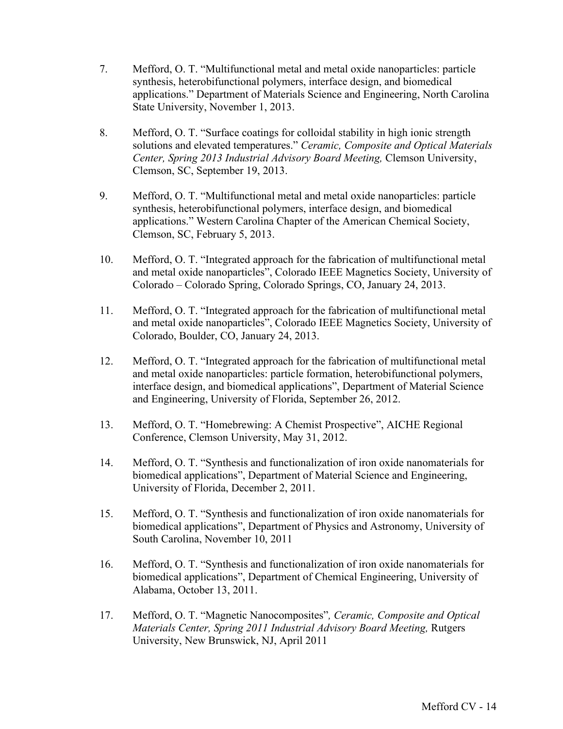7. Mefford, O. T. "Multifunctional metal and metal oxide nanoparticles: particle synthesis, heterobifunctional polymers, interface design, and biomedical applications." Department of Materials Science and Engineering, North Carolina State University, November 1, 2013.

8. Mefford, O. T. "Surface coatings for colloidal stability in high ionic strength solutions and elevated temperatures." *Ceramic, Composite and Optical Materials Center, Spring 2013 Industrial Advisory Board Meeting,* Clemson University, Clemson, SC, September 19, 2013.

9. Mefford, O. T. "Multifunctional metal and metal oxide nanoparticles: particle synthesis, heterobifunctional polymers, interface design, and biomedical applications." Western Carolina Chapter of the American Chemical Society, Clemson, SC, February 5, 2013.

10. Mefford, O. T. "Integrated approach for the fabrication of multifunctional metal and metal oxide nanoparticles", Colorado IEEE Magnetics Society, University of Colorado – Colorado Spring, Colorado Springs, CO, January 24, 2013.

11. Mefford, O. T. "Integrated approach for the fabrication of multifunctional metal and metal oxide nanoparticles", Colorado IEEE Magnetics Society, University of Colorado, Boulder, CO, January 24, 2013.

12. Mefford, O. T. "Integrated approach for the fabrication of multifunctional metal and metal oxide nanoparticles: particle formation, heterobifunctional polymers, interface design, and biomedical applications", Department of Material Science and Engineering, University of Florida, September 26, 2012.

13. Mefford, O. T. "Homebrewing: A Chemist Prospective", AICHE Regional Conference, Clemson University, May 31, 2012.

14. Mefford, O. T. "Synthesis and functionalization of iron oxide nanomaterials for biomedical applications", Department of Material Science and Engineering, University of Florida, December 2, 2011.

15. Mefford, O. T. "Synthesis and functionalization of iron oxide nanomaterials for biomedical applications", Department of Physics and Astronomy, University of South Carolina, November 10, 2011

16. Mefford, O. T. "Synthesis and functionalization of iron oxide nanomaterials for biomedical applications", Department of Chemical Engineering, University of Alabama, October 13, 2011.

17. Mefford, O. T. "Magnetic Nanocomposites"*, Ceramic, Composite and Optical Materials Center, Spring 2011 Industrial Advisory Board Meeting,* Rutgers University, New Brunswick, NJ, April 2011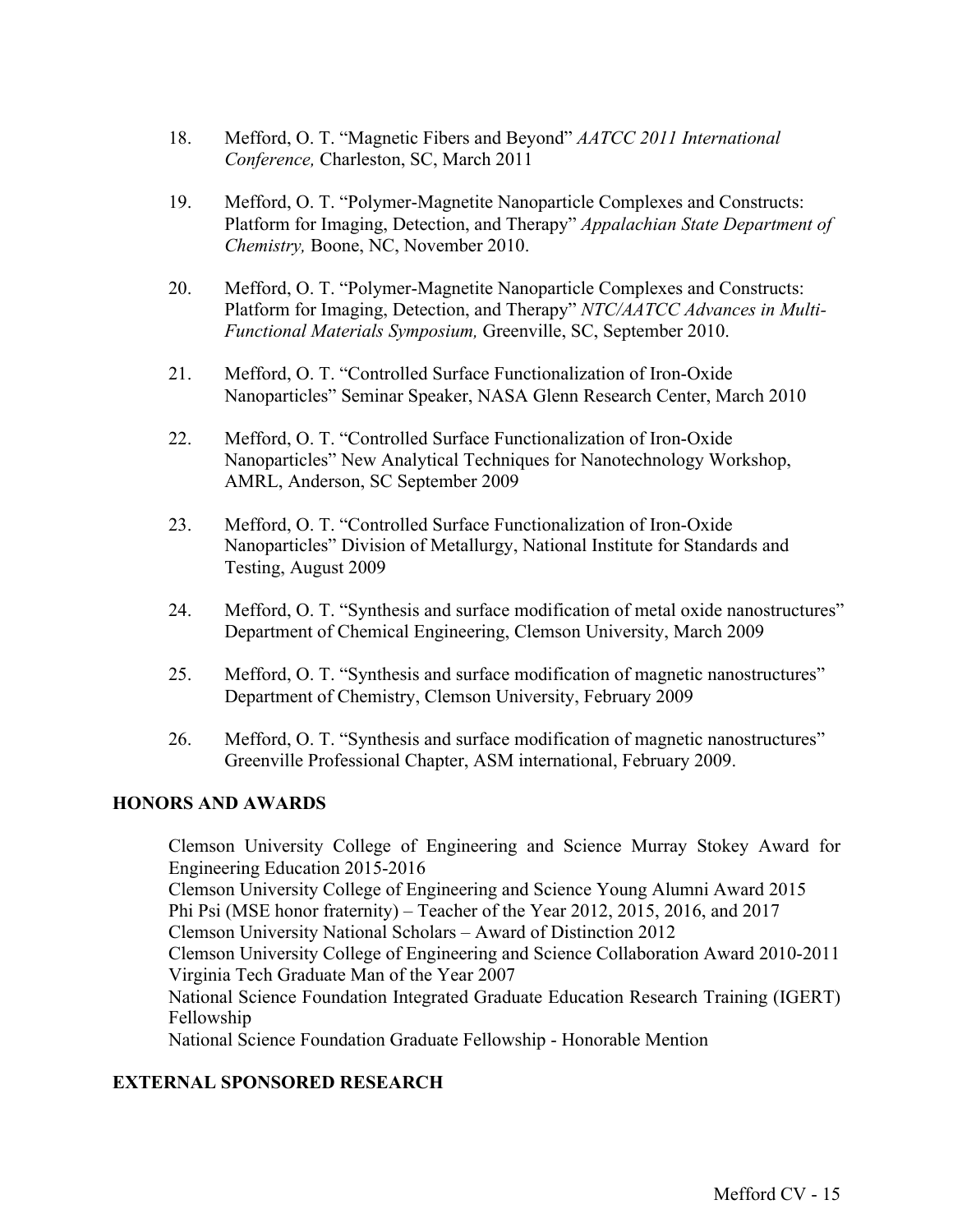18. Mefford, O. T. "Magnetic Fibers and Beyond" *AATCC 2011 International Conference,* Charleston, SC, March 2011

19. Mefford, O. T. "Polymer-Magnetite Nanoparticle Complexes and Constructs: Platform for Imaging, Detection, and Therapy" *Appalachian State Department of Chemistry,* Boone, NC, November 2010.

20. Mefford, O. T. "Polymer-Magnetite Nanoparticle Complexes and Constructs: Platform for Imaging, Detection, and Therapy" *NTC/AATCC Advances in Multi-Functional Materials Symposium,* Greenville, SC, September 2010.

21. Mefford, O. T. "Controlled Surface Functionalization of Iron-Oxide Nanoparticles" Seminar Speaker, NASA Glenn Research Center, March 2010

22. Mefford, O. T. "Controlled Surface Functionalization of Iron-Oxide Nanoparticles" New Analytical Techniques for Nanotechnology Workshop, AMRL, Anderson, SC September 2009

23. Mefford, O. T. "Controlled Surface Functionalization of Iron-Oxide Nanoparticles" Division of Metallurgy, National Institute for Standards and Testing, August 2009

24. Mefford, O. T. "Synthesis and surface modification of metal oxide nanostructures" Department of Chemical Engineering, Clemson University, March 2009

25. Mefford, O. T. "Synthesis and surface modification of magnetic nanostructures" Department of Chemistry, Clemson University, February 2009

26. Mefford, O. T. "Synthesis and surface modification of magnetic nanostructures" Greenville Professional Chapter, ASM international, February 2009.

## HONORS AND AWARDS

Clemson University College of Engineering and Science Murray Stokey Award for Engineering Education 2015-2016
Clemson University College of Engineering and Science Young Alumni Award 2015
Phi Psi (MSE honor fraternity) – Teacher of the Year 2012, 2015, 2016, and 2017
Clemson University National Scholars – Award of Distinction 2012
Clemson University College of Engineering and Science Collaboration Award 2010-2011
Virginia Tech Graduate Man of the Year 2007
National Science Foundation Integrated Graduate Education Research Training (IGERT) Fellowship
National Science Foundation Graduate Fellowship - Honorable Mention

## EXTERNAL SPONSORED RESEARCH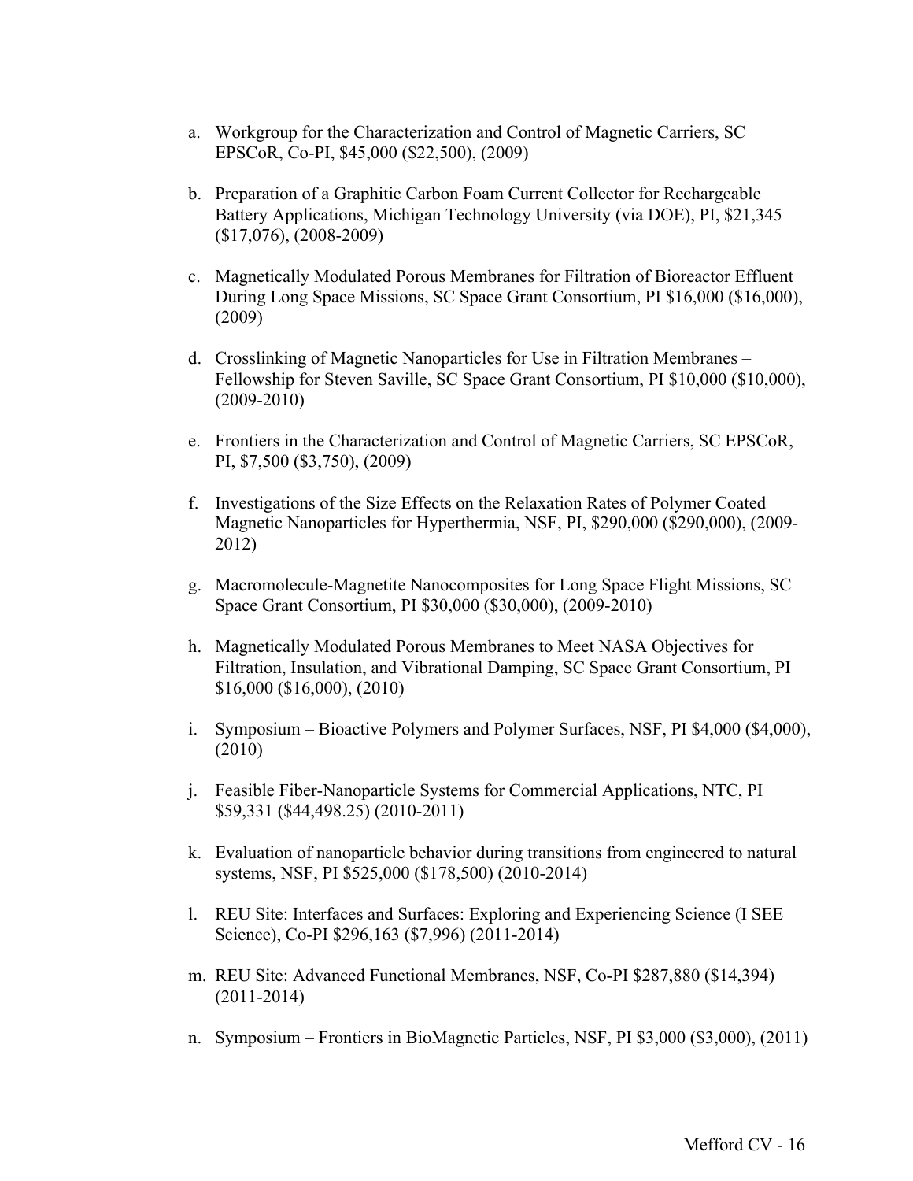a. Workgroup for the Characterization and Control of Magnetic Carriers, SC EPSCoR, Co-PI, $45,000 ($22,500), (2009)

b. Preparation of a Graphitic Carbon Foam Current Collector for Rechargeable Battery Applications, Michigan Technology University (via DOE), PI, $21,345 ($17,076), (2008-2009)

c. Magnetically Modulated Porous Membranes for Filtration of Bioreactor Effluent During Long Space Missions, SC Space Grant Consortium, PI $16,000 ($16,000), (2009)

d. Crosslinking of Magnetic Nanoparticles for Use in Filtration Membranes – Fellowship for Steven Saville, SC Space Grant Consortium, PI $10,000 ($10,000), (2009-2010)

e. Frontiers in the Characterization and Control of Magnetic Carriers, SC EPSCoR, PI, $7,500 ($3,750), (2009)

f. Investigations of the Size Effects on the Relaxation Rates of Polymer Coated Magnetic Nanoparticles for Hyperthermia, NSF, PI, $290,000 ($290,000), (2009-2012)

g. Macromolecule-Magnetite Nanocomposites for Long Space Flight Missions, SC Space Grant Consortium, PI $30,000 ($30,000), (2009-2010)

h. Magnetically Modulated Porous Membranes to Meet NASA Objectives for Filtration, Insulation, and Vibrational Damping, SC Space Grant Consortium, PI $16,000 ($16,000), (2010)

i. Symposium – Bioactive Polymers and Polymer Surfaces, NSF, PI $4,000 ($4,000), (2010)

j. Feasible Fiber-Nanoparticle Systems for Commercial Applications, NTC, PI $59,331 ($44,498.25) (2010-2011)

k. Evaluation of nanoparticle behavior during transitions from engineered to natural systems, NSF, PI $525,000 ($178,500) (2010-2014)

l. REU Site: Interfaces and Surfaces: Exploring and Experiencing Science (I SEE Science), Co-PI $296,163 ($7,996) (2011-2014)

m. REU Site: Advanced Functional Membranes, NSF, Co-PI $287,880 ($14,394) (2011-2014)

n. Symposium – Frontiers in BioMagnetic Particles, NSF, PI $3,000 ($3,000), (2011)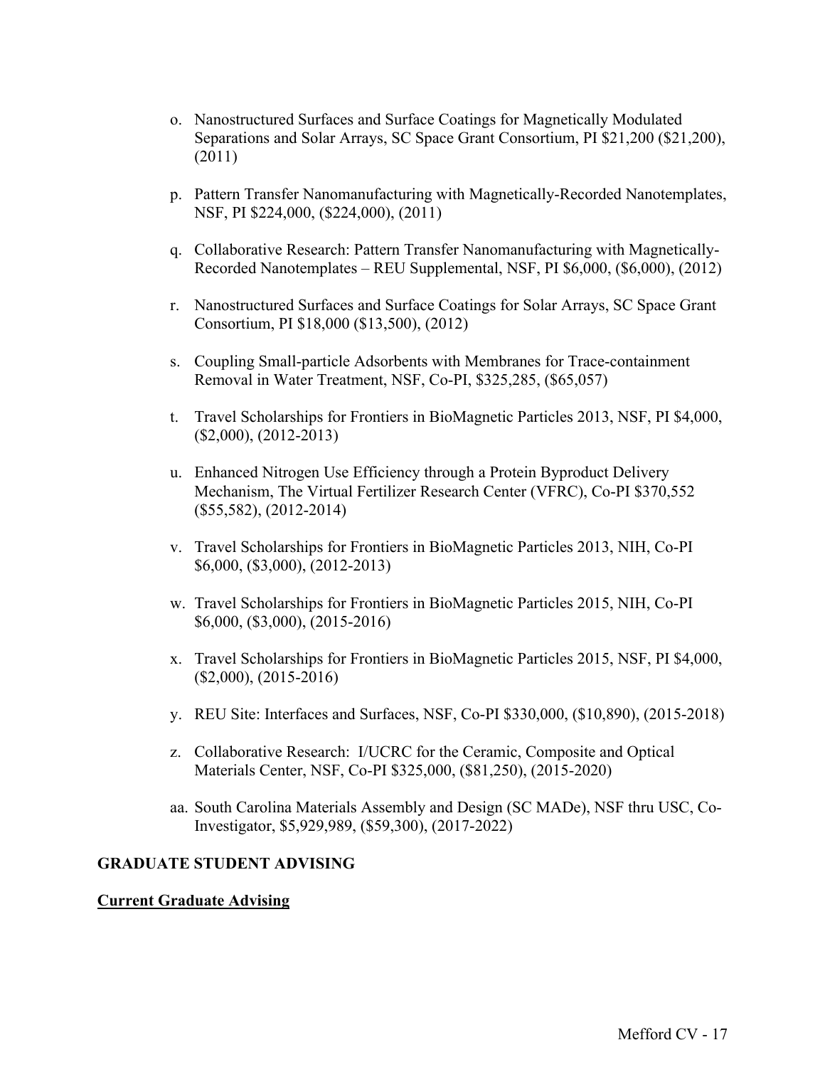o. Nanostructured Surfaces and Surface Coatings for Magnetically Modulated Separations and Solar Arrays, SC Space Grant Consortium, PI $21,200 ($21,200), (2011)

p. Pattern Transfer Nanomanufacturing with Magnetically-Recorded Nanotemplates, NSF, PI $224,000, ($224,000), (2011)

q. Collaborative Research: Pattern Transfer Nanomanufacturing with Magnetically-Recorded Nanotemplates – REU Supplemental, NSF, PI $6,000, ($6,000), (2012)

r. Nanostructured Surfaces and Surface Coatings for Solar Arrays, SC Space Grant Consortium, PI $18,000 ($13,500), (2012)

s. Coupling Small-particle Adsorbents with Membranes for Trace-containment Removal in Water Treatment, NSF, Co-PI, $325,285, ($65,057)

t. Travel Scholarships for Frontiers in BioMagnetic Particles 2013, NSF, PI $4,000, ($2,000), (2012-2013)

u. Enhanced Nitrogen Use Efficiency through a Protein Byproduct Delivery Mechanism, The Virtual Fertilizer Research Center (VFRC), Co-PI $370,552 ($55,582), (2012-2014)

v. Travel Scholarships for Frontiers in BioMagnetic Particles 2013, NIH, Co-PI $6,000, ($3,000), (2012-2013)

w. Travel Scholarships for Frontiers in BioMagnetic Particles 2015, NIH, Co-PI $6,000, ($3,000), (2015-2016)

x. Travel Scholarships for Frontiers in BioMagnetic Particles 2015, NSF, PI $4,000, ($2,000), (2015-2016)

y. REU Site: Interfaces and Surfaces, NSF, Co-PI $330,000, ($10,890), (2015-2018)

z. Collaborative Research: I/UCRC for the Ceramic, Composite and Optical Materials Center, NSF, Co-PI $325,000, ($81,250), (2015-2020)

aa. South Carolina Materials Assembly and Design (SC MADe), NSF thru USC, Co-Investigator, $5,929,989, ($59,300), (2017-2022)

**GRADUATE STUDENT ADVISING**

**Current Graduate Advising**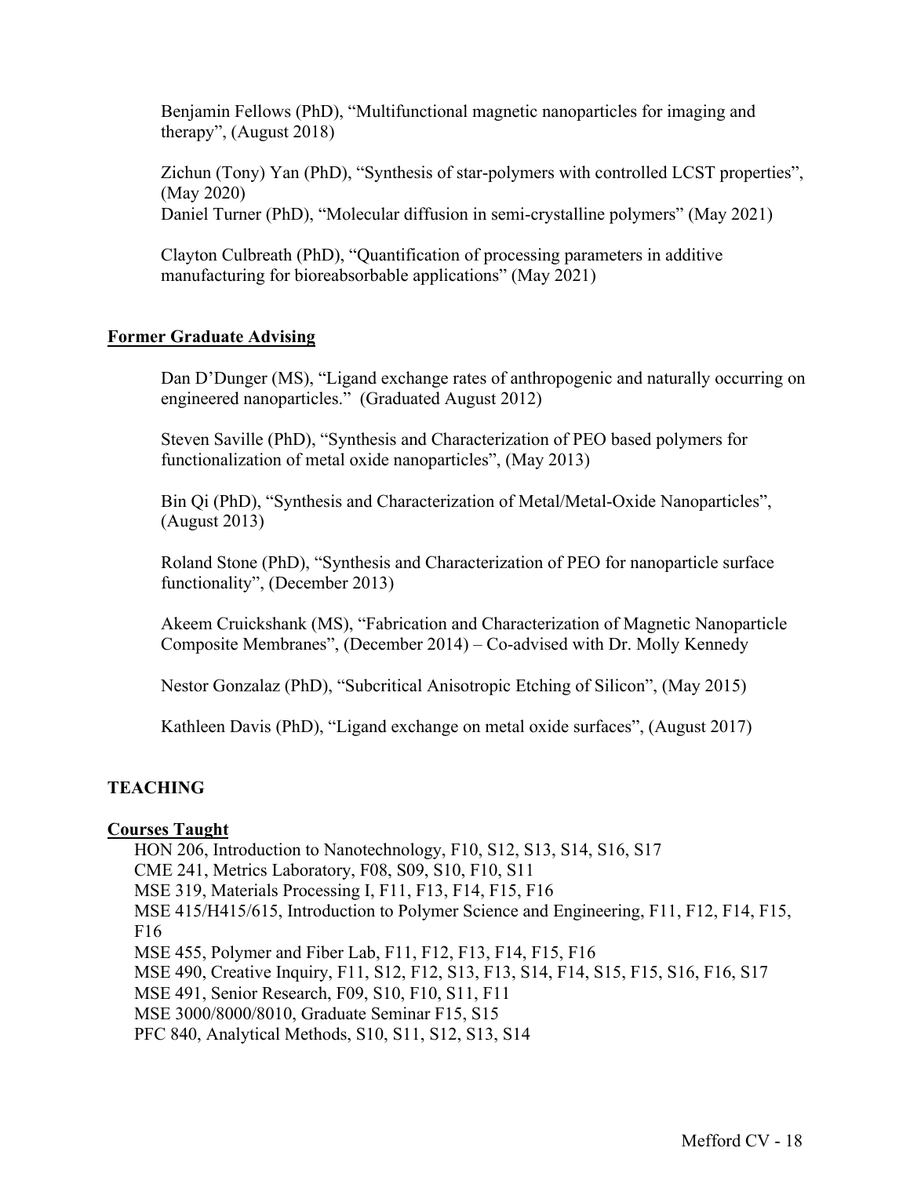Benjamin Fellows (PhD), “Multifunctional magnetic nanoparticles for imaging and therapy”, (August 2018)

Zichun (Tony) Yan (PhD), “Synthesis of star-polymers with controlled LCST properties”, (May 2020)
Daniel Turner (PhD), “Molecular diffusion in semi-crystalline polymers” (May 2021)

Clayton Culbreath (PhD), “Quantification of processing parameters in additive manufacturing for bioreabsorbable applications” (May 2021)

## Former Graduate Advising

Dan D’Dunger (MS), “Ligand exchange rates of anthropogenic and naturally occurring on engineered nanoparticles.” (Graduated August 2012)

Steven Saville (PhD), “Synthesis and Characterization of PEO based polymers for functionalization of metal oxide nanoparticles”, (May 2013)

Bin Qi (PhD), “Synthesis and Characterization of Metal/Metal-Oxide Nanoparticles”, (August 2013)

Roland Stone (PhD), “Synthesis and Characterization of PEO for nanoparticle surface functionality”, (December 2013)

Akeem Cruickshank (MS), “Fabrication and Characterization of Magnetic Nanoparticle Composite Membranes”, (December 2014) – Co-advised with Dr. Molly Kennedy

Nestor Gonzalaz (PhD), “Subcritical Anisotropic Etching of Silicon”, (May 2015)

Kathleen Davis (PhD), “Ligand exchange on metal oxide surfaces”, (August 2017)

# TEACHING

## Courses Taught

HON 206, Introduction to Nanotechnology, F10, S12, S13, S14, S16, S17
CME 241, Metrics Laboratory, F08, S09, S10, F10, S11
MSE 319, Materials Processing I, F11, F13, F14, F15, F16
MSE 415/H415/615, Introduction to Polymer Science and Engineering, F11, F12, F14, F15, F16
MSE 455, Polymer and Fiber Lab, F11, F12, F13, F14, F15, F16
MSE 490, Creative Inquiry, F11, S12, F12, S13, F13, S14, F14, S15, F15, S16, F16, S17
MSE 491, Senior Research, F09, S10, F10, S11, F11
MSE 3000/8000/8010, Graduate Seminar F15, S15
PFC 840, Analytical Methods, S10, S11, S12, S13, S14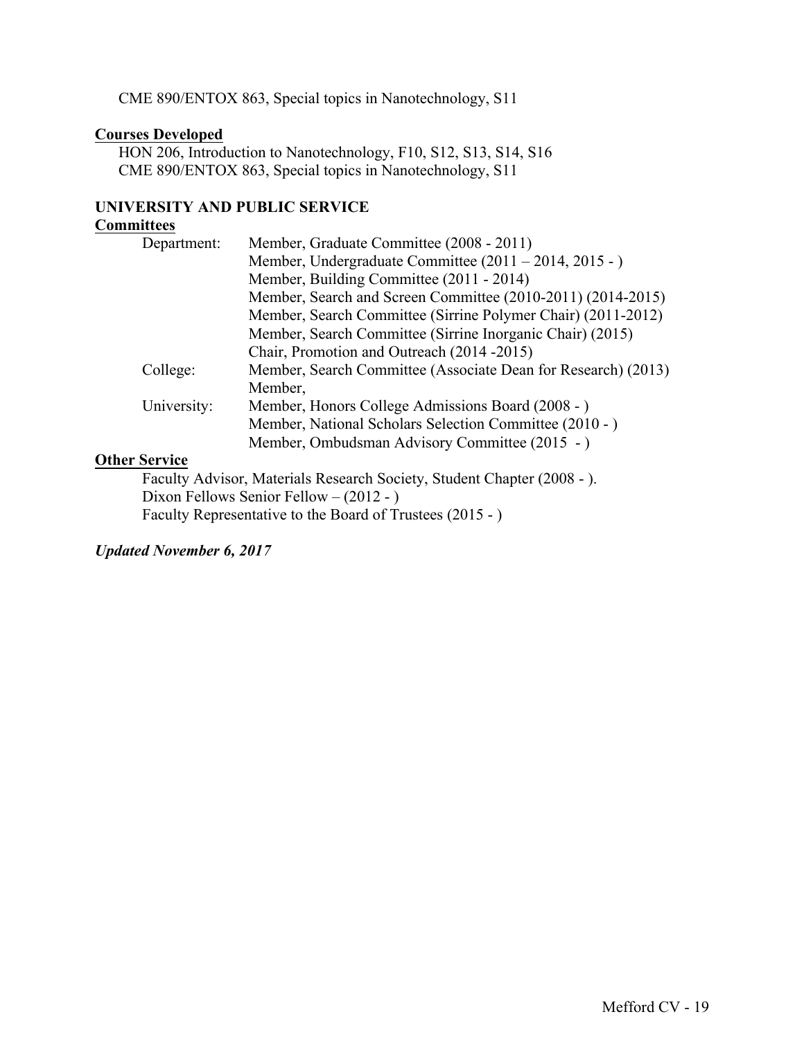CME 890/ENTOX 863, Special topics in Nanotechnology, S11

**Courses Developed**

HON 206, Introduction to Nanotechnology, F10, S12, S13, S14, S16
CME 890/ENTOX 863, Special topics in Nanotechnology, S11

## UNIVERSITY AND PUBLIC SERVICE

**Committees**

| | |
|---|---|
| Department: | Member, Graduate Committee (2008 - 2011) |
| | Member, Undergraduate Committee (2011 – 2014, 2015 - ) |
| | Member, Building Committee (2011 - 2014) |
| | Member, Search and Screen Committee (2010-2011) (2014-2015) |
| | Member, Search Committee (Sirrine Polymer Chair) (2011-2012) |
| | Member, Search Committee (Sirrine Inorganic Chair) (2015) |
| | Chair, Promotion and Outreach (2014 -2015) |
| College: | Member, Search Committee (Associate Dean for Research) (2013) |
| | Member, |
| University: | Member, Honors College Admissions Board (2008 - ) |
| | Member, National Scholars Selection Committee (2010 - ) |
| | Member, Ombudsman Advisory Committee (2015 - ) |

**Other Service**

Faculty Advisor, Materials Research Society, Student Chapter (2008 - ).
Dixon Fellows Senior Fellow – (2012 - )
Faculty Representative to the Board of Trustees (2015 - )

***Updated November 6, 2017***